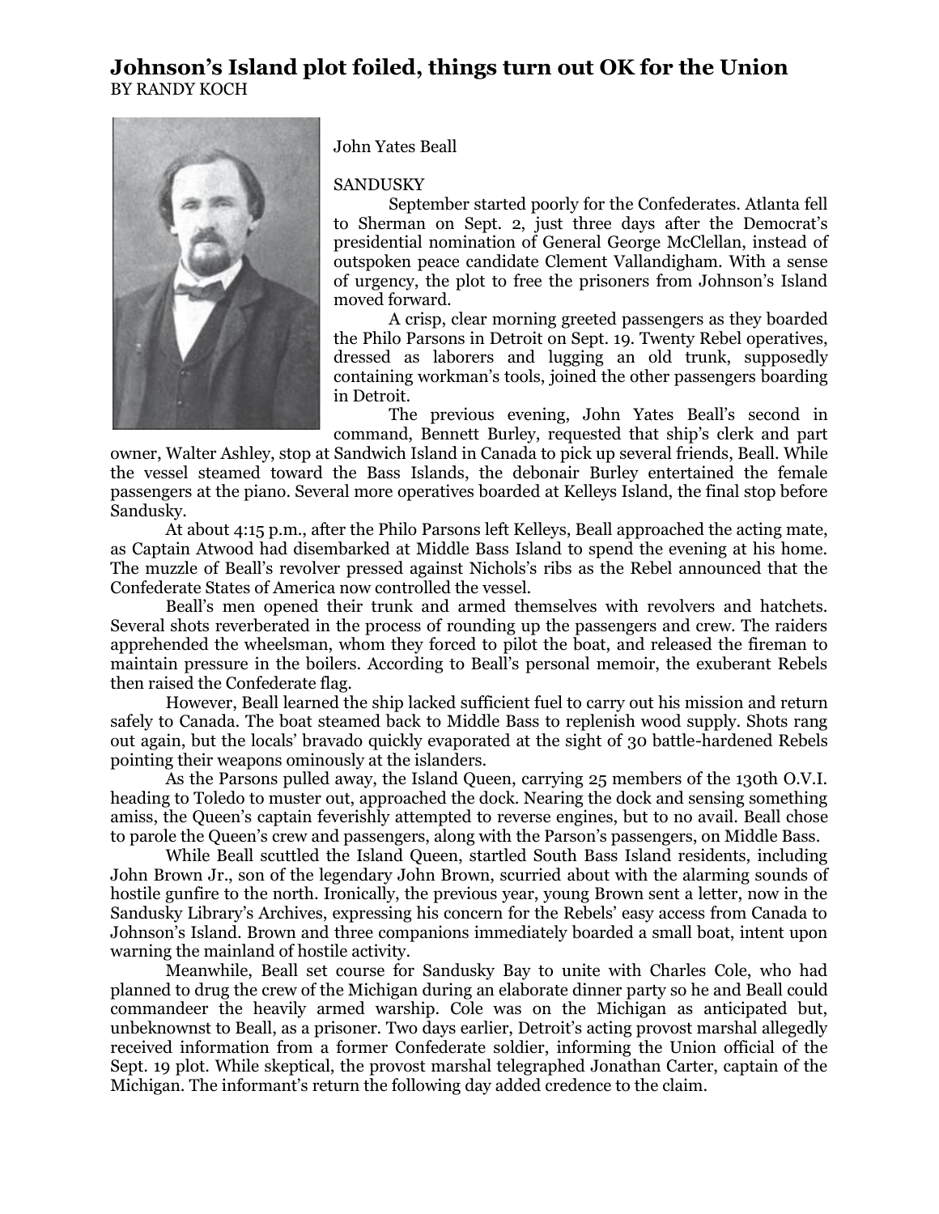# Johnson's Island plot foiled, things turn out OK for the Union

BY RANDY KOCH

John Yates Beall

SANDUSKY

September started poorly for the Confederates. Atlanta fell to Sherman on Sept. 2, just three days after the Democrat's presidential nomination of General George McClellan, instead of outspoken peace candidate Clement Vallandigham. With a sense of urgency, the plot to free the prisoners from Johnson's Island moved forward.

A crisp, clear morning greeted passengers as they boarded the Philo Parsons in Detroit on Sept. 19. Twenty Rebel operatives, dressed as laborers and lugging an old trunk, supposedly containing workman's tools, joined the other passengers boarding in Detroit.

The previous evening, John Yates Beall's second in command, Bennett Burley, requested that ship's clerk and part owner, Walter Ashley, stop at Sandwich Island in Canada to pick up several friends, Beall. While the vessel steamed toward the Bass Islands, the debonair Burley entertained the female passengers at the piano. Several more operatives boarded at Kelleys Island, the final stop before Sandusky.

At about 4:15 p.m., after the Philo Parsons left Kelleys, Beall approached the acting mate, as Captain Atwood had disembarked at Middle Bass Island to spend the evening at his home. The muzzle of Beall's revolver pressed against Nichols's ribs as the Rebel announced that the Confederate States of America now controlled the vessel.

Beall's men opened their trunk and armed themselves with revolvers and hatchets. Several shots reverberated in the process of rounding up the passengers and crew. The raiders apprehended the wheelsman, whom they forced to pilot the boat, and released the fireman to maintain pressure in the boilers. According to Beall's personal memoir, the exuberant Rebels then raised the Confederate flag.

However, Beall learned the ship lacked sufficient fuel to carry out his mission and return safely to Canada. The boat steamed back to Middle Bass to replenish wood supply. Shots rang out again, but the locals' bravado quickly evaporated at the sight of 30 battle-hardened Rebels pointing their weapons ominously at the islanders.

As the Parsons pulled away, the Island Queen, carrying 25 members of the 130th O.V.I. heading to Toledo to muster out, approached the dock. Nearing the dock and sensing something amiss, the Queen's captain feverishly attempted to reverse engines, but to no avail. Beall chose to parole the Queen's crew and passengers, along with the Parson's passengers, on Middle Bass.

While Beall scuttled the Island Queen, startled South Bass Island residents, including John Brown Jr., son of the legendary John Brown, scurried about with the alarming sounds of hostile gunfire to the north. Ironically, the previous year, young Brown sent a letter, now in the Sandusky Library's Archives, expressing his concern for the Rebels' easy access from Canada to Johnson's Island. Brown and three companions immediately boarded a small boat, intent upon warning the mainland of hostile activity.

Meanwhile, Beall set course for Sandusky Bay to unite with Charles Cole, who had planned to drug the crew of the Michigan during an elaborate dinner party so he and Beall could commandeer the heavily armed warship. Cole was on the Michigan as anticipated but, unbeknownst to Beall, as a prisoner. Two days earlier, Detroit's acting provost marshal allegedly received information from a former Confederate soldier, informing the Union official of the Sept. 19 plot. While skeptical, the provost marshal telegraphed Jonathan Carter, captain of the Michigan. The informant's return the following day added credence to the claim.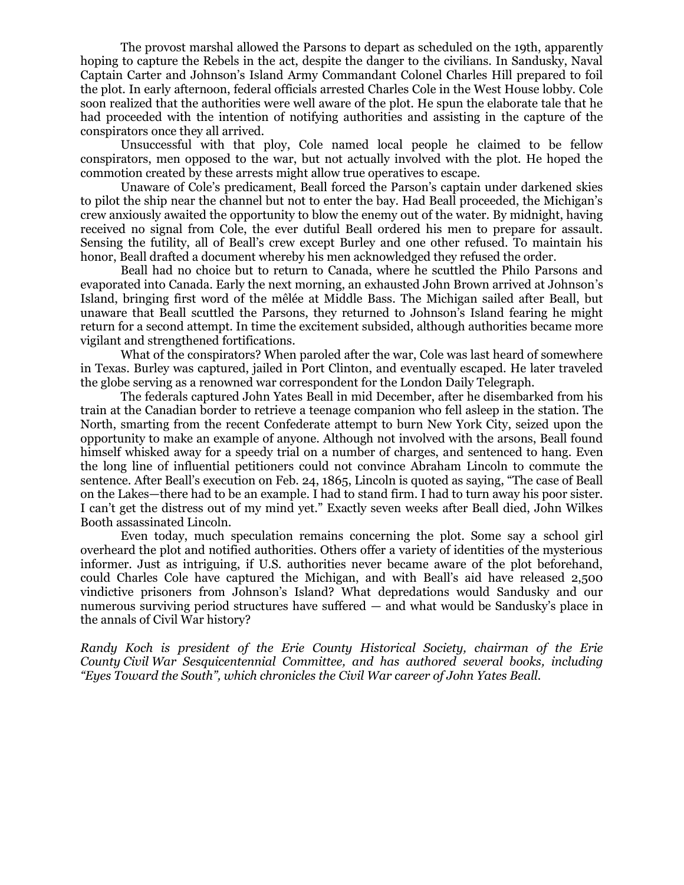The provost marshal allowed the Parsons to depart as scheduled on the 19th, apparently hoping to capture the Rebels in the act, despite the danger to the civilians. In Sandusky, Naval Captain Carter and Johnson's Island Army Commandant Colonel Charles Hill prepared to foil the plot. In early afternoon, federal officials arrested Charles Cole in the West House lobby. Cole soon realized that the authorities were well aware of the plot. He spun the elaborate tale that he had proceeded with the intention of notifying authorities and assisting in the capture of the conspirators once they all arrived.

Unsuccessful with that ploy, Cole named local people he claimed to be fellow conspirators, men opposed to the war, but not actually involved with the plot. He hoped the commotion created by these arrests might allow true operatives to escape.

Unaware of Cole's predicament, Beall forced the Parson's captain under darkened skies to pilot the ship near the channel but not to enter the bay. Had Beall proceeded, the Michigan's crew anxiously awaited the opportunity to blow the enemy out of the water. By midnight, having received no signal from Cole, the ever dutiful Beall ordered his men to prepare for assault. Sensing the futility, all of Beall's crew except Burley and one other refused. To maintain his honor, Beall drafted a document whereby his men acknowledged they refused the order.

Beall had no choice but to return to Canada, where he scuttled the Philo Parsons and evaporated into Canada. Early the next morning, an exhausted John Brown arrived at Johnson's Island, bringing first word of the mêlée at Middle Bass. The Michigan sailed after Beall, but unaware that Beall scuttled the Parsons, they returned to Johnson's Island fearing he might return for a second attempt. In time the excitement subsided, although authorities became more vigilant and strengthened fortifications.

What of the conspirators? When paroled after the war, Cole was last heard of somewhere in Texas. Burley was captured, jailed in Port Clinton, and eventually escaped. He later traveled the globe serving as a renowned war correspondent for the London Daily Telegraph.

The federals captured John Yates Beall in mid December, after he disembarked from his train at the Canadian border to retrieve a teenage companion who fell asleep in the station. The North, smarting from the recent Confederate attempt to burn New York City, seized upon the opportunity to make an example of anyone. Although not involved with the arsons, Beall found himself whisked away for a speedy trial on a number of charges, and sentenced to hang. Even the long line of influential petitioners could not convince Abraham Lincoln to commute the sentence. After Beall's execution on Feb. 24, 1865, Lincoln is quoted as saying, "The case of Beall on the Lakes—there had to be an example. I had to stand firm. I had to turn away his poor sister. I can't get the distress out of my mind yet." Exactly seven weeks after Beall died, John Wilkes Booth assassinated Lincoln.

Even today, much speculation remains concerning the plot. Some say a school girl overheard the plot and notified authorities. Others offer a variety of identities of the mysterious informer. Just as intriguing, if U.S. authorities never became aware of the plot beforehand, could Charles Cole have captured the Michigan, and with Beall's aid have released 2,500 vindictive prisoners from Johnson's Island? What depredations would Sandusky and our numerous surviving period structures have suffered — and what would be Sandusky's place in the annals of Civil War history?

*Randy Koch is president of the Erie County Historical Society, chairman of the Erie County Civil War Sesquicentennial Committee, and has authored several books, including "Eyes Toward the South", which chronicles the Civil War career of John Yates Beall.*